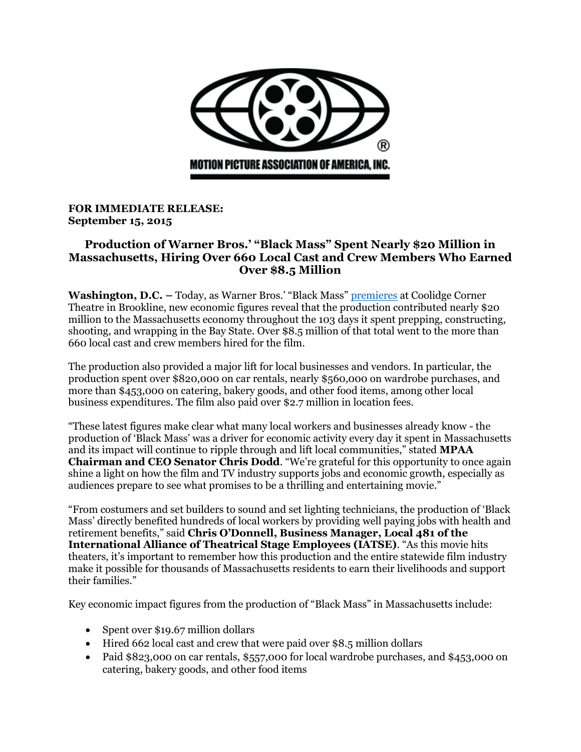MOTION PICTURE ASSOCIATION OF AMERICA, INC.

**FOR IMMEDIATE RELEASE:**
**September 15, 2015**

## Production of Warner Bros.' "Black Mass" Spent Nearly $20 Million in Massachusetts, Hiring Over 660 Local Cast and Crew Members Who Earned Over $8.5 Million

**Washington, D.C.** – Today, as Warner Bros.' "Black Mass" premieres at Coolidge Corner Theatre in Brookline, new economic figures reveal that the production contributed nearly $20 million to the Massachusetts economy throughout the 103 days it spent prepping, constructing, shooting, and wrapping in the Bay State. Over $8.5 million of that total went to the more than 660 local cast and crew members hired for the film.

The production also provided a major lift for local businesses and vendors. In particular, the production spent over $820,000 on car rentals, nearly $560,000 on wardrobe purchases, and more than $453,000 on catering, bakery goods, and other food items, among other local business expenditures. The film also paid over $2.7 million in location fees.

"These latest figures make clear what many local workers and businesses already know - the production of 'Black Mass' was a driver for economic activity every day it spent in Massachusetts and its impact will continue to ripple through and lift local communities," stated **MPAA Chairman and CEO Senator Chris Dodd**. "We're grateful for this opportunity to once again shine a light on how the film and TV industry supports jobs and economic growth, especially as audiences prepare to see what promises to be a thrilling and entertaining movie."

"From costumers and set builders to sound and set lighting technicians, the production of 'Black Mass' directly benefited hundreds of local workers by providing well paying jobs with health and retirement benefits," said **Chris O'Donnell, Business Manager, Local 481 of the International Alliance of Theatrical Stage Employees (IATSE)**. "As this movie hits theaters, it's important to remember how this production and the entire statewide film industry make it possible for thousands of Massachusetts residents to earn their livelihoods and support their families."

Key economic impact figures from the production of "Black Mass" in Massachusetts include:

- Spent over $19.67 million dollars
- Hired 662 local cast and crew that were paid over $8.5 million dollars
- Paid $823,000 on car rentals, $557,000 for local wardrobe purchases, and $453,000 on catering, bakery goods, and other food items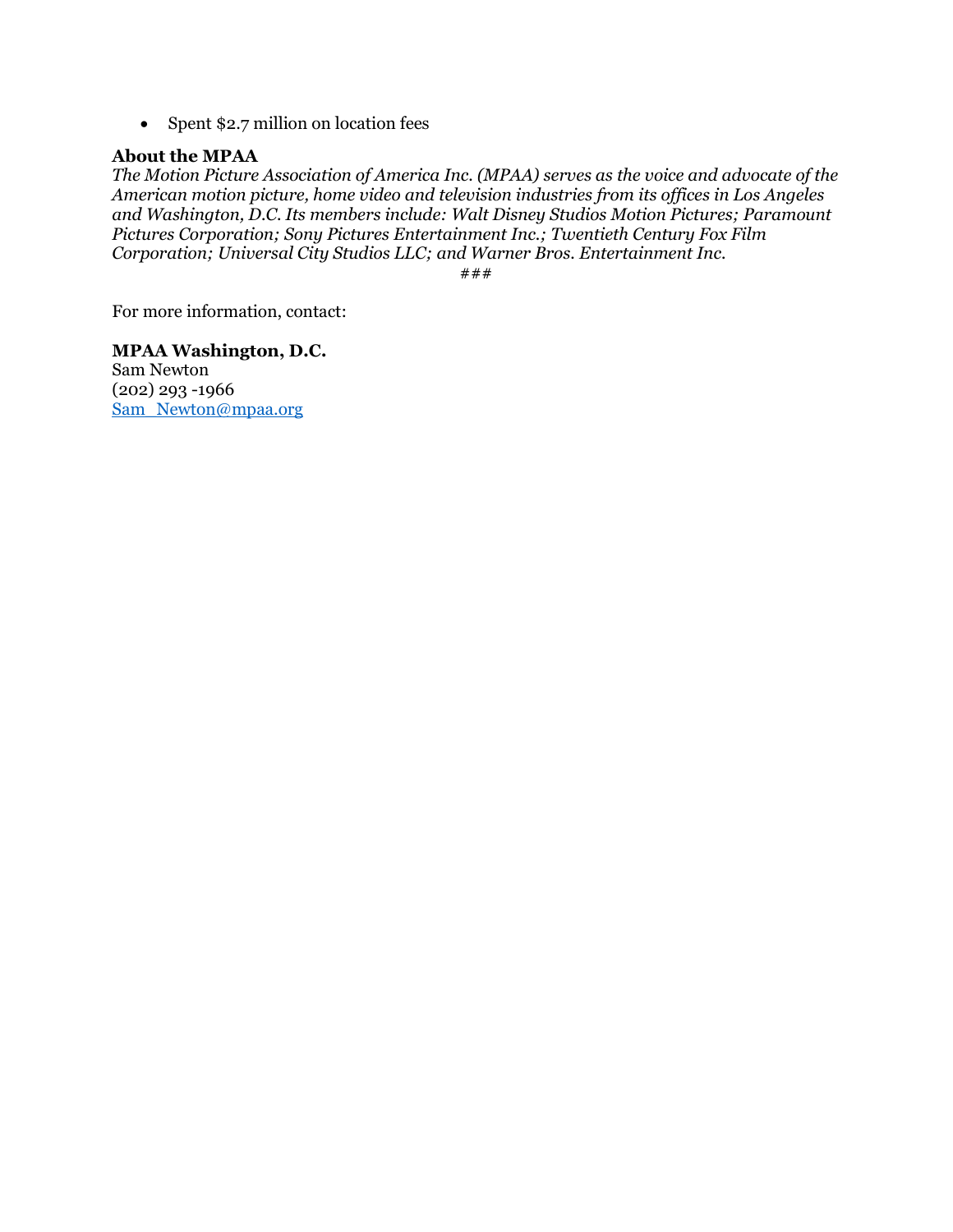- Spent $2.7 million on location fees

**About the MPAA**

*The Motion Picture Association of America Inc. (MPAA) serves as the voice and advocate of the American motion picture, home video and television industries from its offices in Los Angeles and Washington, D.C. Its members include: Walt Disney Studios Motion Pictures; Paramount Pictures Corporation; Sony Pictures Entertainment Inc.; Twentieth Century Fox Film Corporation; Universal City Studios LLC; and Warner Bros. Entertainment Inc.*

###

For more information, contact:

**MPAA Washington, D.C.**
Sam Newton
(202) 293 -1966
Sam_Newton@mpaa.org